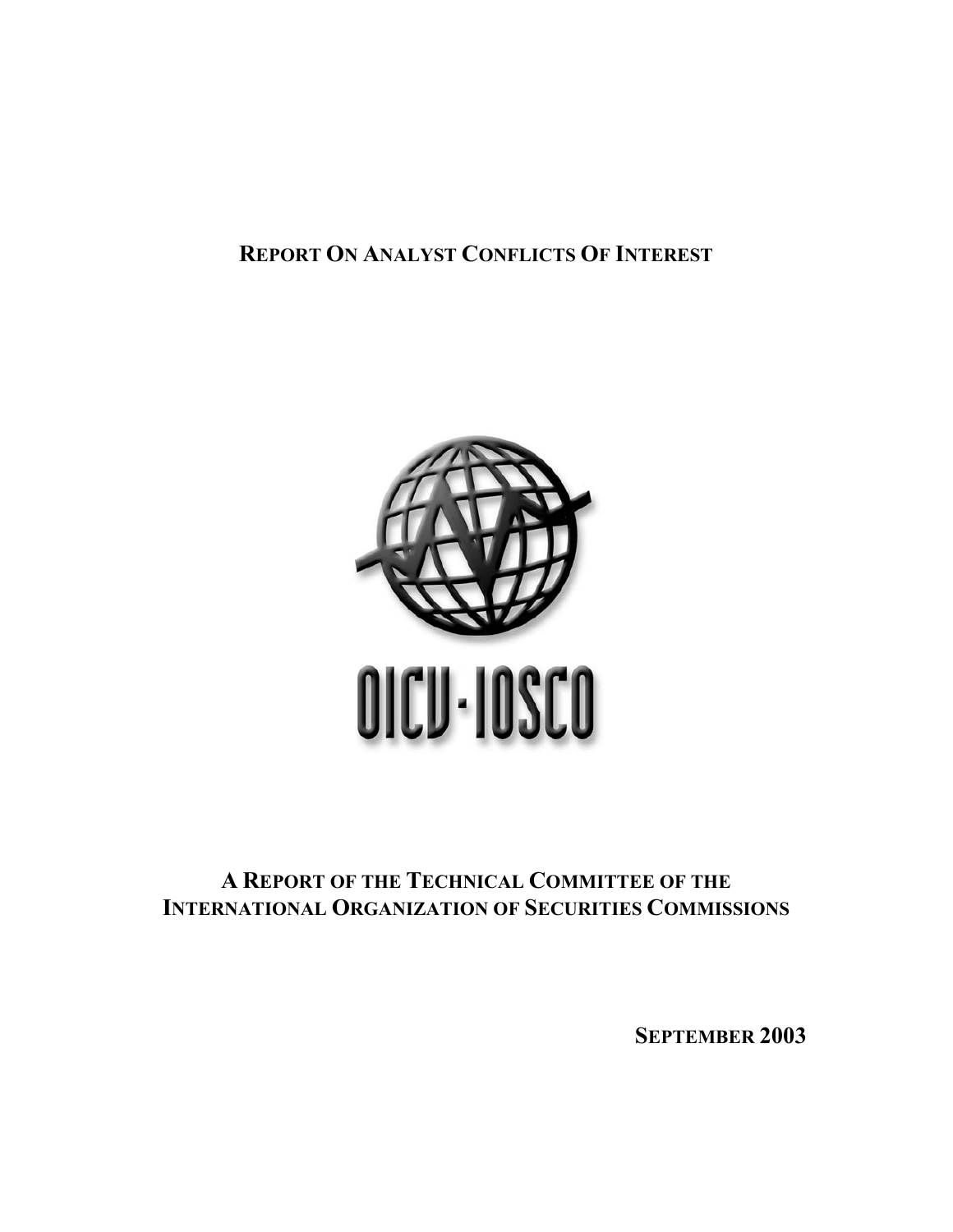# Report On Analyst Conflicts Of Interest

OICU-IOSCO

## A Report of the Technical Committee of the International Organization of Securities Commissions

**September 2003**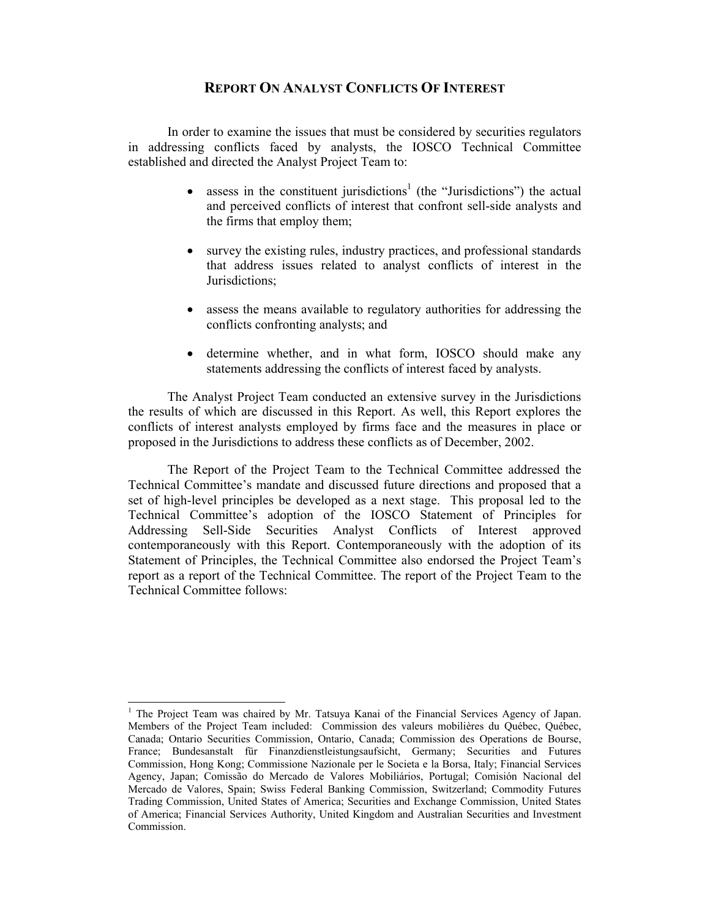# REPORT ON ANALYST CONFLICTS OF INTEREST

In order to examine the issues that must be considered by securities regulators in addressing conflicts faced by analysts, the IOSCO Technical Committee established and directed the Analyst Project Team to:

- assess in the constituent jurisdictions[1] (the "Jurisdictions") the actual and perceived conflicts of interest that confront sell-side analysts and the firms that employ them;
- survey the existing rules, industry practices, and professional standards that address issues related to analyst conflicts of interest in the Jurisdictions;
- assess the means available to regulatory authorities for addressing the conflicts confronting analysts; and
- determine whether, and in what form, IOSCO should make any statements addressing the conflicts of interest faced by analysts.

The Analyst Project Team conducted an extensive survey in the Jurisdictions the results of which are discussed in this Report. As well, this Report explores the conflicts of interest analysts employed by firms face and the measures in place or proposed in the Jurisdictions to address these conflicts as of December, 2002.

The Report of the Project Team to the Technical Committee addressed the Technical Committee's mandate and discussed future directions and proposed that a set of high-level principles be developed as a next stage. This proposal led to the Technical Committee's adoption of the IOSCO Statement of Principles for Addressing Sell-Side Securities Analyst Conflicts of Interest approved contemporaneously with this Report. Contemporaneously with the adoption of its Statement of Principles, the Technical Committee also endorsed the Project Team's report as a report of the Technical Committee. The report of the Project Team to the Technical Committee follows:

---

[1] The Project Team was chaired by Mr. Tatsuya Kanai of the Financial Services Agency of Japan. Members of the Project Team included: Commission des valeurs mobilières du Québec, Québec, Canada; Ontario Securities Commission, Ontario, Canada; Commission des Operations de Bourse, France; Bundesanstalt für Finanzdienstleistungsaufsicht, Germany; Securities and Futures Commission, Hong Kong; Commissione Nazionale per le Societa e la Borsa, Italy; Financial Services Agency, Japan; Comissão do Mercado de Valores Mobiliários, Portugal; Comisión Nacional del Mercado de Valores, Spain; Swiss Federal Banking Commission, Switzerland; Commodity Futures Trading Commission, United States of America; Securities and Exchange Commission, United States of America; Financial Services Authority, United Kingdom and Australian Securities and Investment Commission.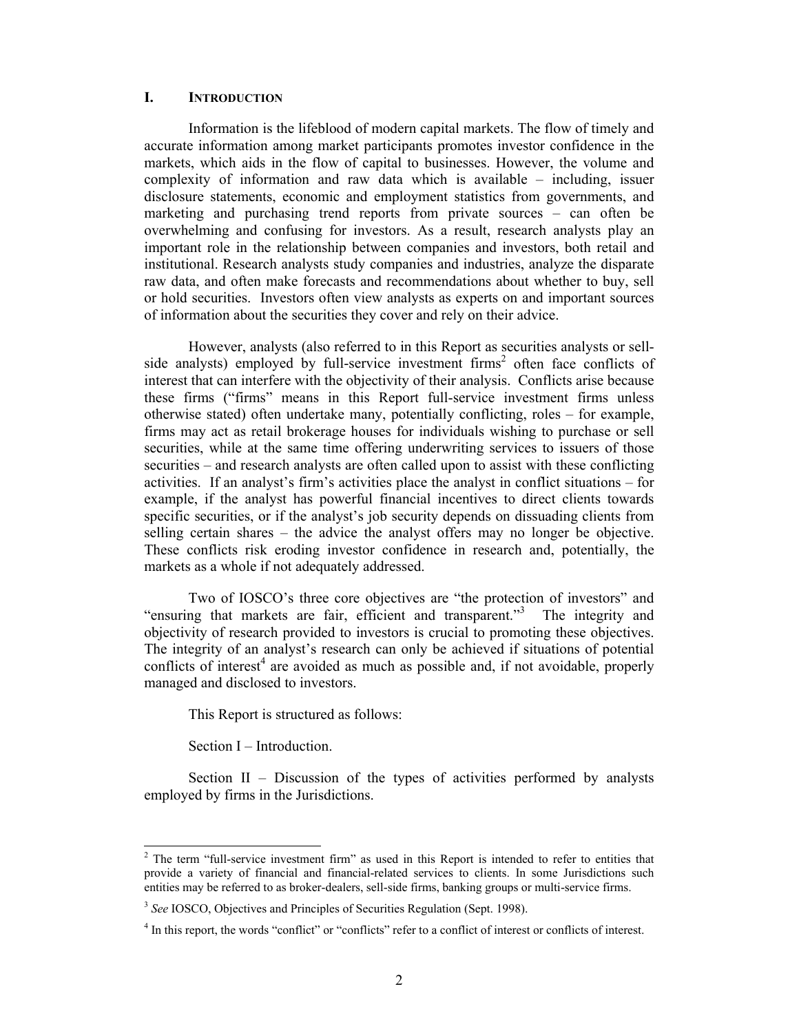## I. INTRODUCTION

Information is the lifeblood of modern capital markets. The flow of timely and accurate information among market participants promotes investor confidence in the markets, which aids in the flow of capital to businesses. However, the volume and complexity of information and raw data which is available – including, issuer disclosure statements, economic and employment statistics from governments, and marketing and purchasing trend reports from private sources – can often be overwhelming and confusing for investors. As a result, research analysts play an important role in the relationship between companies and investors, both retail and institutional. Research analysts study companies and industries, analyze the disparate raw data, and often make forecasts and recommendations about whether to buy, sell or hold securities. Investors often view analysts as experts on and important sources of information about the securities they cover and rely on their advice.

However, analysts (also referred to in this Report as securities analysts or sell-side analysts) employed by full-service investment firms[2] often face conflicts of interest that can interfere with the objectivity of their analysis. Conflicts arise because these firms ("firms" means in this Report full-service investment firms unless otherwise stated) often undertake many, potentially conflicting, roles – for example, firms may act as retail brokerage houses for individuals wishing to purchase or sell securities, while at the same time offering underwriting services to issuers of those securities – and research analysts are often called upon to assist with these conflicting activities. If an analyst's firm's activities place the analyst in conflict situations – for example, if the analyst has powerful financial incentives to direct clients towards specific securities, or if the analyst's job security depends on dissuading clients from selling certain shares – the advice the analyst offers may no longer be objective. These conflicts risk eroding investor confidence in research and, potentially, the markets as a whole if not adequately addressed.

Two of IOSCO's three core objectives are "the protection of investors" and "ensuring that markets are fair, efficient and transparent."[3] The integrity and objectivity of research provided to investors is crucial to promoting these objectives. The integrity of an analyst's research can only be achieved if situations of potential conflicts of interest[4] are avoided as much as possible and, if not avoidable, properly managed and disclosed to investors.

This Report is structured as follows:

Section I – Introduction.

Section II – Discussion of the types of activities performed by analysts employed by firms in the Jurisdictions.

---

[2] The term "full-service investment firm" as used in this Report is intended to refer to entities that provide a variety of financial and financial-related services to clients. In some Jurisdictions such entities may be referred to as broker-dealers, sell-side firms, banking groups or multi-service firms.

[3] *See* IOSCO, Objectives and Principles of Securities Regulation (Sept. 1998).

[4] In this report, the words "conflict" or "conflicts" refer to a conflict of interest or conflicts of interest.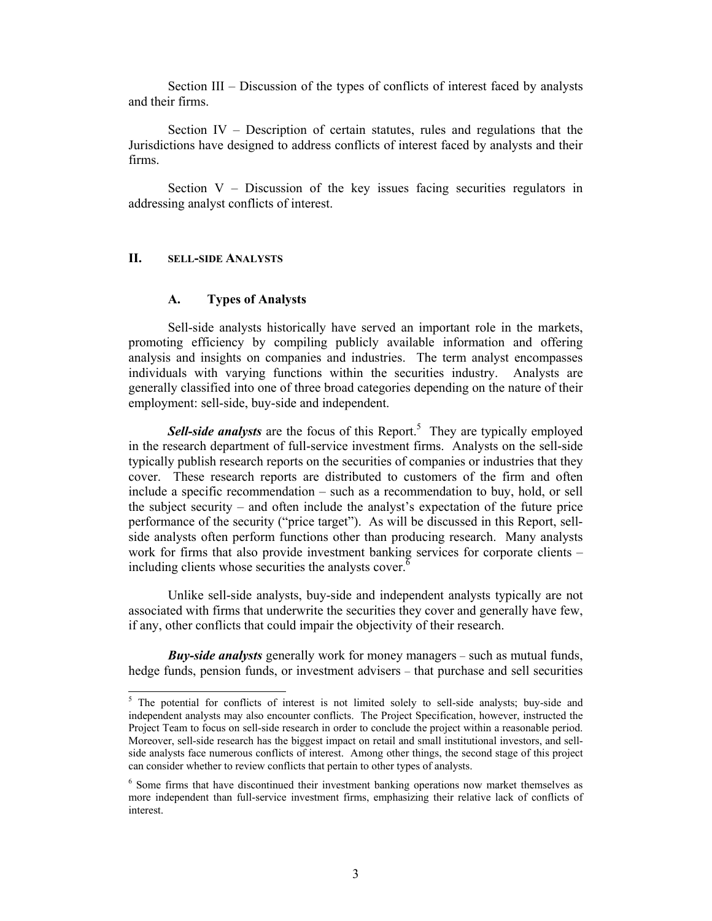Section III – Discussion of the types of conflicts of interest faced by analysts and their firms.

Section IV – Description of certain statutes, rules and regulations that the Jurisdictions have designed to address conflicts of interest faced by analysts and their firms.

Section V – Discussion of the key issues facing securities regulators in addressing analyst conflicts of interest.

## II. SELL-SIDE ANALYSTS

### A. Types of Analysts

Sell-side analysts historically have served an important role in the markets, promoting efficiency by compiling publicly available information and offering analysis and insights on companies and industries. The term analyst encompasses individuals with varying functions within the securities industry. Analysts are generally classified into one of three broad categories depending on the nature of their employment: sell-side, buy-side and independent.

***Sell-side analysts*** are the focus of this Report.[5] They are typically employed in the research department of full-service investment firms. Analysts on the sell-side typically publish research reports on the securities of companies or industries that they cover. These research reports are distributed to customers of the firm and often include a specific recommendation – such as a recommendation to buy, hold, or sell the subject security – and often include the analyst's expectation of the future price performance of the security ("price target"). As will be discussed in this Report, sell-side analysts often perform functions other than producing research. Many analysts work for firms that also provide investment banking services for corporate clients – including clients whose securities the analysts cover.[6]

Unlike sell-side analysts, buy-side and independent analysts typically are not associated with firms that underwrite the securities they cover and generally have few, if any, other conflicts that could impair the objectivity of their research.

***Buy-side analysts*** generally work for money managers – such as mutual funds, hedge funds, pension funds, or investment advisers – that purchase and sell securities

---

[5] The potential for conflicts of interest is not limited solely to sell-side analysts; buy-side and independent analysts may also encounter conflicts. The Project Specification, however, instructed the Project Team to focus on sell-side research in order to conclude the project within a reasonable period. Moreover, sell-side research has the biggest impact on retail and small institutional investors, and sell-side analysts face numerous conflicts of interest. Among other things, the second stage of this project can consider whether to review conflicts that pertain to other types of analysts.

[6] Some firms that have discontinued their investment banking operations now market themselves as more independent than full-service investment firms, emphasizing their relative lack of conflicts of interest.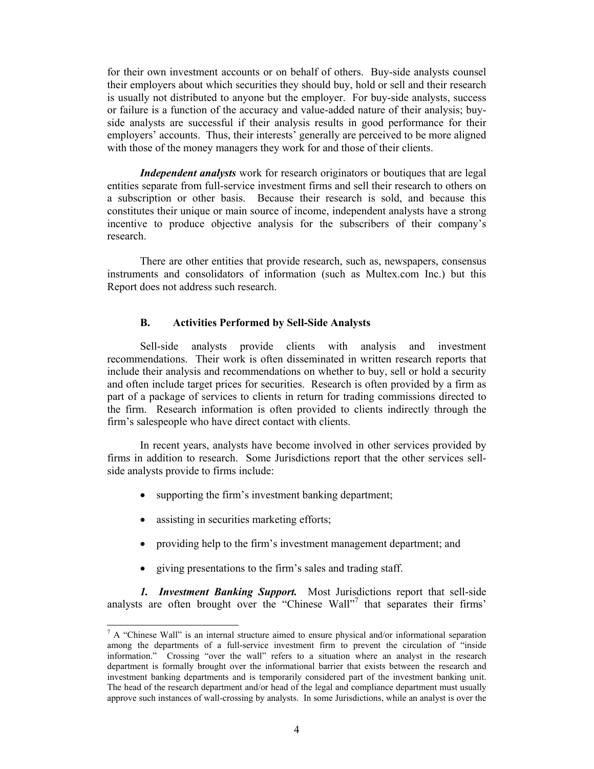for their own investment accounts or on behalf of others. Buy-side analysts counsel their employers about which securities they should buy, hold or sell and their research is usually not distributed to anyone but the employer. For buy-side analysts, success or failure is a function of the accuracy and value-added nature of their analysis; buy-side analysts are successful if their analysis results in good performance for their employers' accounts. Thus, their interests' generally are perceived to be more aligned with those of the money managers they work for and those of their clients.

***Independent analysts*** work for research originators or boutiques that are legal entities separate from full-service investment firms and sell their research to others on a subscription or other basis. Because their research is sold, and because this constitutes their unique or main source of income, independent analysts have a strong incentive to produce objective analysis for the subscribers of their company's research.

There are other entities that provide research, such as, newspapers, consensus instruments and consolidators of information (such as Multex.com Inc.) but this Report does not address such research.

### B. Activities Performed by Sell-Side Analysts

Sell-side analysts provide clients with analysis and investment recommendations. Their work is often disseminated in written research reports that include their analysis and recommendations on whether to buy, sell or hold a security and often include target prices for securities. Research is often provided by a firm as part of a package of services to clients in return for trading commissions directed to the firm. Research information is often provided to clients indirectly through the firm's salespeople who have direct contact with clients.

In recent years, analysts have become involved in other services provided by firms in addition to research. Some Jurisdictions report that the other services sell-side analysts provide to firms include:

- supporting the firm's investment banking department;
- assisting in securities marketing efforts;
- providing help to the firm's investment management department; and
- giving presentations to the firm's sales and trading staff.

***1. Investment Banking Support.*** Most Jurisdictions report that sell-side analysts are often brought over the "Chinese Wall"[7] that separates their firms'

---

[7] A "Chinese Wall" is an internal structure aimed to ensure physical and/or informational separation among the departments of a full-service investment firm to prevent the circulation of "inside information." Crossing "over the wall" refers to a situation where an analyst in the research department is formally brought over the informational barrier that exists between the research and investment banking departments and is temporarily considered part of the investment banking unit. The head of the research department and/or head of the legal and compliance department must usually approve such instances of wall-crossing by analysts. In some Jurisdictions, while an analyst is over the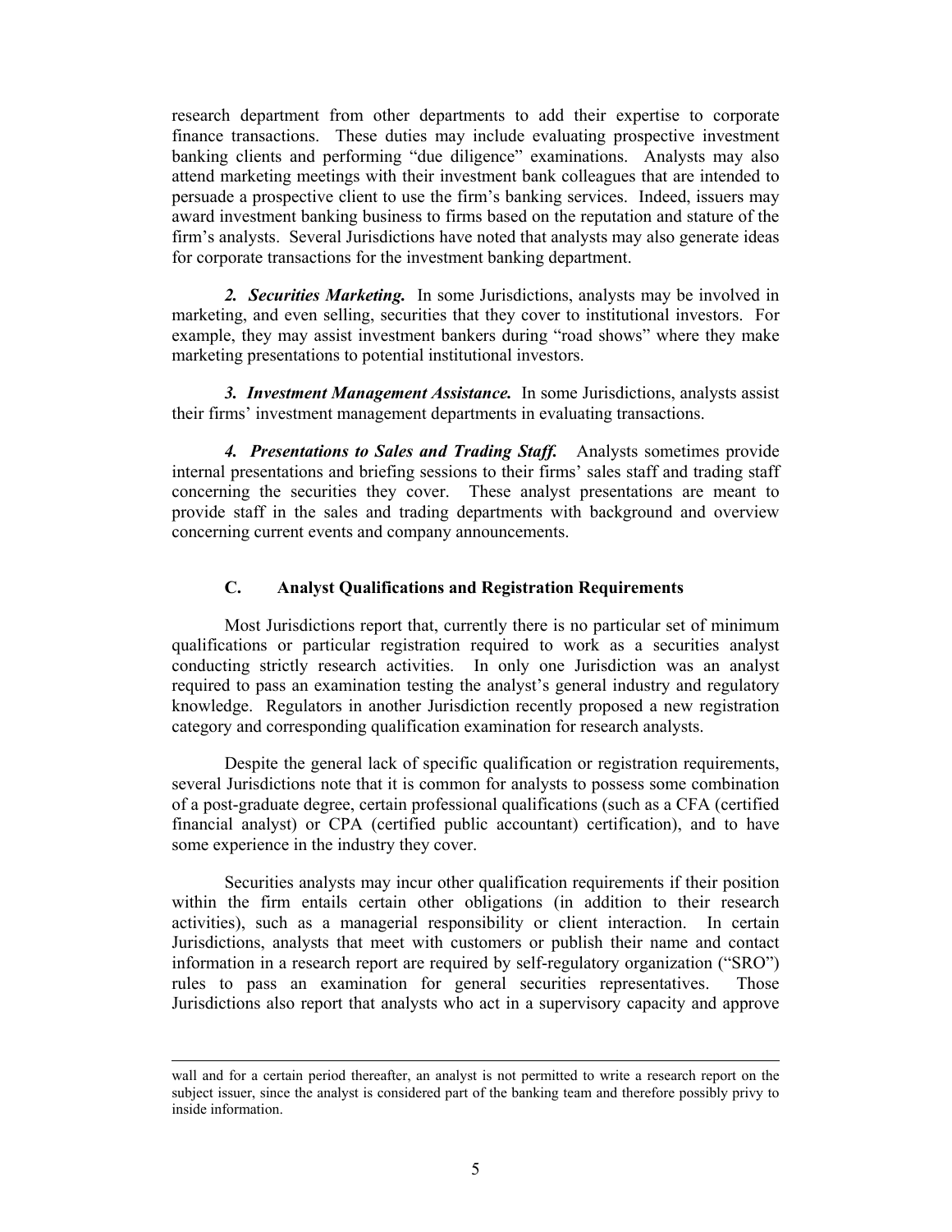research department from other departments to add their expertise to corporate finance transactions. These duties may include evaluating prospective investment banking clients and performing "due diligence" examinations. Analysts may also attend marketing meetings with their investment bank colleagues that are intended to persuade a prospective client to use the firm's banking services. Indeed, issuers may award investment banking business to firms based on the reputation and stature of the firm's analysts. Several Jurisdictions have noted that analysts may also generate ideas for corporate transactions for the investment banking department.

***2. Securities Marketing.*** In some Jurisdictions, analysts may be involved in marketing, and even selling, securities that they cover to institutional investors. For example, they may assist investment bankers during "road shows" where they make marketing presentations to potential institutional investors.

***3. Investment Management Assistance.*** In some Jurisdictions, analysts assist their firms' investment management departments in evaluating transactions.

***4. Presentations to Sales and Trading Staff.*** Analysts sometimes provide internal presentations and briefing sessions to their firms' sales staff and trading staff concerning the securities they cover. These analyst presentations are meant to provide staff in the sales and trading departments with background and overview concerning current events and company announcements.

### C. Analyst Qualifications and Registration Requirements

Most Jurisdictions report that, currently there is no particular set of minimum qualifications or particular registration required to work as a securities analyst conducting strictly research activities. In only one Jurisdiction was an analyst required to pass an examination testing the analyst's general industry and regulatory knowledge. Regulators in another Jurisdiction recently proposed a new registration category and corresponding qualification examination for research analysts.

Despite the general lack of specific qualification or registration requirements, several Jurisdictions note that it is common for analysts to possess some combination of a post-graduate degree, certain professional qualifications (such as a CFA (certified financial analyst) or CPA (certified public accountant) certification), and to have some experience in the industry they cover.

Securities analysts may incur other qualification requirements if their position within the firm entails certain other obligations (in addition to their research activities), such as a managerial responsibility or client interaction. In certain Jurisdictions, analysts that meet with customers or publish their name and contact information in a research report are required by self-regulatory organization ("SRO") rules to pass an examination for general securities representatives. Those Jurisdictions also report that analysts who act in a supervisory capacity and approve

---

wall and for a certain period thereafter, an analyst is not permitted to write a research report on the subject issuer, since the analyst is considered part of the banking team and therefore possibly privy to inside information.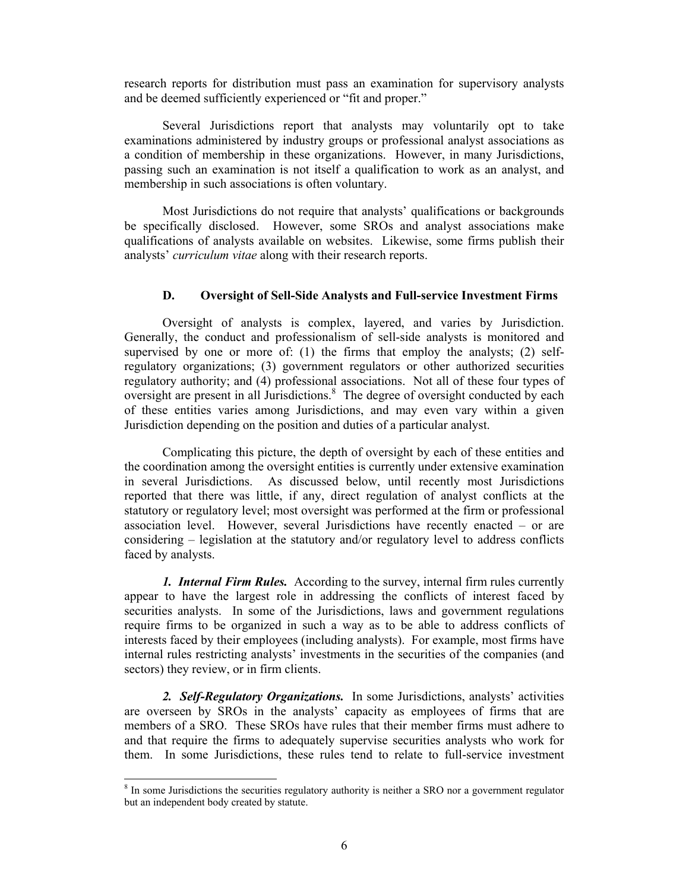research reports for distribution must pass an examination for supervisory analysts and be deemed sufficiently experienced or "fit and proper."

Several Jurisdictions report that analysts may voluntarily opt to take examinations administered by industry groups or professional analyst associations as a condition of membership in these organizations. However, in many Jurisdictions, passing such an examination is not itself a qualification to work as an analyst, and membership in such associations is often voluntary.

Most Jurisdictions do not require that analysts' qualifications or backgrounds be specifically disclosed. However, some SROs and analyst associations make qualifications of analysts available on websites. Likewise, some firms publish their analysts' *curriculum vitae* along with their research reports.

### D. Oversight of Sell-Side Analysts and Full-service Investment Firms

Oversight of analysts is complex, layered, and varies by Jurisdiction. Generally, the conduct and professionalism of sell-side analysts is monitored and supervised by one or more of: (1) the firms that employ the analysts; (2) self-regulatory organizations; (3) government regulators or other authorized securities regulatory authority; and (4) professional associations. Not all of these four types of oversight are present in all Jurisdictions.[8] The degree of oversight conducted by each of these entities varies among Jurisdictions, and may even vary within a given Jurisdiction depending on the position and duties of a particular analyst.

Complicating this picture, the depth of oversight by each of these entities and the coordination among the oversight entities is currently under extensive examination in several Jurisdictions. As discussed below, until recently most Jurisdictions reported that there was little, if any, direct regulation of analyst conflicts at the statutory or regulatory level; most oversight was performed at the firm or professional association level. However, several Jurisdictions have recently enacted – or are considering – legislation at the statutory and/or regulatory level to address conflicts faced by analysts.

***1. Internal Firm Rules.*** According to the survey, internal firm rules currently appear to have the largest role in addressing the conflicts of interest faced by securities analysts. In some of the Jurisdictions, laws and government regulations require firms to be organized in such a way as to be able to address conflicts of interests faced by their employees (including analysts). For example, most firms have internal rules restricting analysts' investments in the securities of the companies (and sectors) they review, or in firm clients.

***2. Self-Regulatory Organizations.*** In some Jurisdictions, analysts' activities are overseen by SROs in the analysts' capacity as employees of firms that are members of a SRO. These SROs have rules that their member firms must adhere to and that require the firms to adequately supervise securities analysts who work for them. In some Jurisdictions, these rules tend to relate to full-service investment

[8] In some Jurisdictions the securities regulatory authority is neither a SRO nor a government regulator but an independent body created by statute.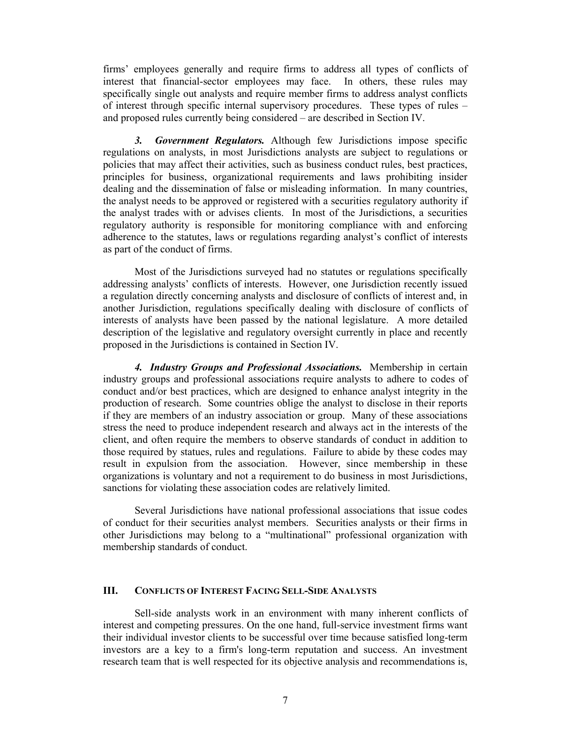firms' employees generally and require firms to address all types of conflicts of interest that financial-sector employees may face. In others, these rules may specifically single out analysts and require member firms to address analyst conflicts of interest through specific internal supervisory procedures. These types of rules – and proposed rules currently being considered – are described in Section IV.

***3. Government Regulators.*** Although few Jurisdictions impose specific regulations on analysts, in most Jurisdictions analysts are subject to regulations or policies that may affect their activities, such as business conduct rules, best practices, principles for business, organizational requirements and laws prohibiting insider dealing and the dissemination of false or misleading information. In many countries, the analyst needs to be approved or registered with a securities regulatory authority if the analyst trades with or advises clients. In most of the Jurisdictions, a securities regulatory authority is responsible for monitoring compliance with and enforcing adherence to the statutes, laws or regulations regarding analyst's conflict of interests as part of the conduct of firms.

Most of the Jurisdictions surveyed had no statutes or regulations specifically addressing analysts' conflicts of interests. However, one Jurisdiction recently issued a regulation directly concerning analysts and disclosure of conflicts of interest and, in another Jurisdiction, regulations specifically dealing with disclosure of conflicts of interests of analysts have been passed by the national legislature. A more detailed description of the legislative and regulatory oversight currently in place and recently proposed in the Jurisdictions is contained in Section IV.

***4. Industry Groups and Professional Associations.*** Membership in certain industry groups and professional associations require analysts to adhere to codes of conduct and/or best practices, which are designed to enhance analyst integrity in the production of research. Some countries oblige the analyst to disclose in their reports if they are members of an industry association or group. Many of these associations stress the need to produce independent research and always act in the interests of the client, and often require the members to observe standards of conduct in addition to those required by statues, rules and regulations. Failure to abide by these codes may result in expulsion from the association. However, since membership in these organizations is voluntary and not a requirement to do business in most Jurisdictions, sanctions for violating these association codes are relatively limited.

Several Jurisdictions have national professional associations that issue codes of conduct for their securities analyst members. Securities analysts or their firms in other Jurisdictions may belong to a "multinational" professional organization with membership standards of conduct.

## III. CONFLICTS OF INTEREST FACING SELL-SIDE ANALYSTS

Sell-side analysts work in an environment with many inherent conflicts of interest and competing pressures. On the one hand, full-service investment firms want their individual investor clients to be successful over time because satisfied long-term investors are a key to a firm's long-term reputation and success. An investment research team that is well respected for its objective analysis and recommendations is,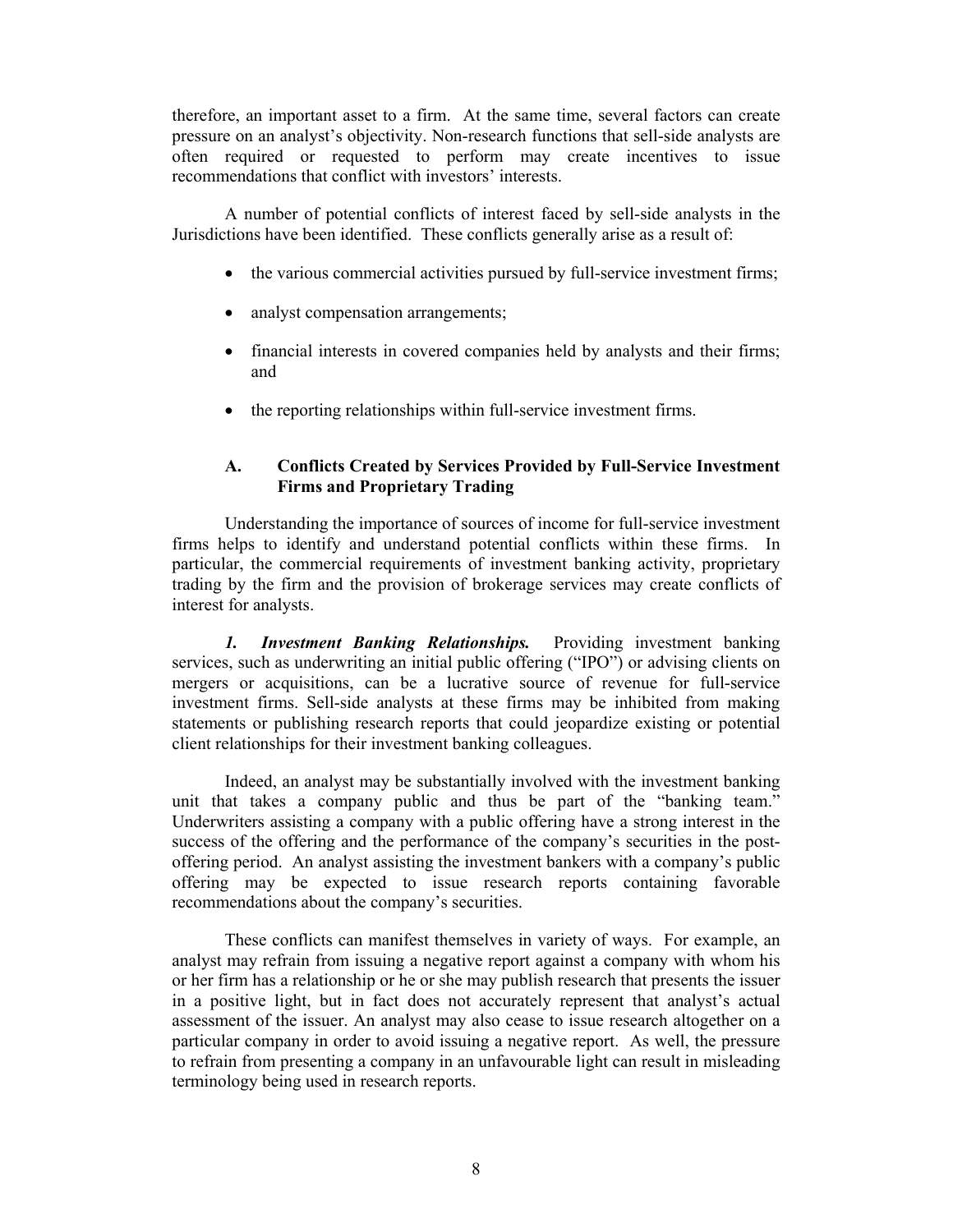therefore, an important asset to a firm. At the same time, several factors can create pressure on an analyst's objectivity. Non-research functions that sell-side analysts are often required or requested to perform may create incentives to issue recommendations that conflict with investors' interests.

A number of potential conflicts of interest faced by sell-side analysts in the Jurisdictions have been identified. These conflicts generally arise as a result of:

- the various commercial activities pursued by full-service investment firms;
- analyst compensation arrangements;
- financial interests in covered companies held by analysts and their firms; and
- the reporting relationships within full-service investment firms.

### A. Conflicts Created by Services Provided by Full-Service Investment Firms and Proprietary Trading

Understanding the importance of sources of income for full-service investment firms helps to identify and understand potential conflicts within these firms. In particular, the commercial requirements of investment banking activity, proprietary trading by the firm and the provision of brokerage services may create conflicts of interest for analysts.

***1. Investment Banking Relationships.*** Providing investment banking services, such as underwriting an initial public offering ("IPO") or advising clients on mergers or acquisitions, can be a lucrative source of revenue for full-service investment firms. Sell-side analysts at these firms may be inhibited from making statements or publishing research reports that could jeopardize existing or potential client relationships for their investment banking colleagues.

Indeed, an analyst may be substantially involved with the investment banking unit that takes a company public and thus be part of the "banking team." Underwriters assisting a company with a public offering have a strong interest in the success of the offering and the performance of the company's securities in the post-offering period. An analyst assisting the investment bankers with a company's public offering may be expected to issue research reports containing favorable recommendations about the company's securities.

These conflicts can manifest themselves in variety of ways. For example, an analyst may refrain from issuing a negative report against a company with whom his or her firm has a relationship or he or she may publish research that presents the issuer in a positive light, but in fact does not accurately represent that analyst's actual assessment of the issuer. An analyst may also cease to issue research altogether on a particular company in order to avoid issuing a negative report. As well, the pressure to refrain from presenting a company in an unfavourable light can result in misleading terminology being used in research reports.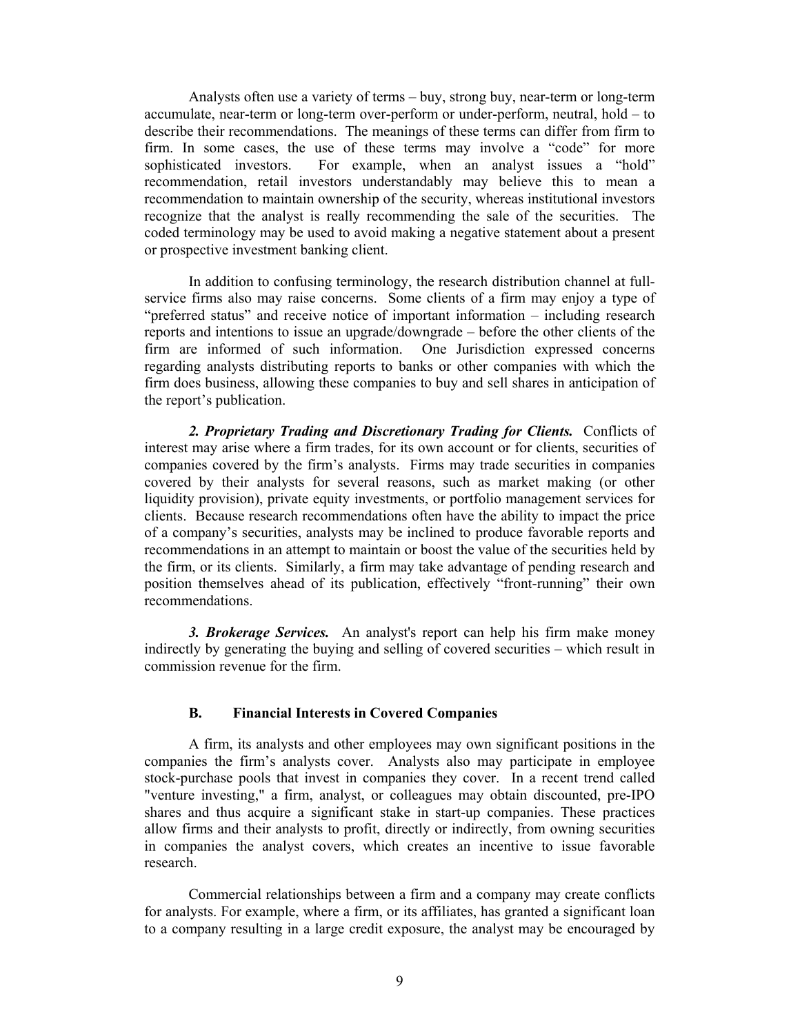Analysts often use a variety of terms – buy, strong buy, near-term or long-term accumulate, near-term or long-term over-perform or under-perform, neutral, hold – to describe their recommendations. The meanings of these terms can differ from firm to firm. In some cases, the use of these terms may involve a "code" for more sophisticated investors. For example, when an analyst issues a "hold" recommendation, retail investors understandably may believe this to mean a recommendation to maintain ownership of the security, whereas institutional investors recognize that the analyst is really recommending the sale of the securities. The coded terminology may be used to avoid making a negative statement about a present or prospective investment banking client.

In addition to confusing terminology, the research distribution channel at full-service firms also may raise concerns. Some clients of a firm may enjoy a type of "preferred status" and receive notice of important information – including research reports and intentions to issue an upgrade/downgrade – before the other clients of the firm are informed of such information. One Jurisdiction expressed concerns regarding analysts distributing reports to banks or other companies with which the firm does business, allowing these companies to buy and sell shares in anticipation of the report's publication.

***2. Proprietary Trading and Discretionary Trading for Clients.*** Conflicts of interest may arise where a firm trades, for its own account or for clients, securities of companies covered by the firm's analysts. Firms may trade securities in companies covered by their analysts for several reasons, such as market making (or other liquidity provision), private equity investments, or portfolio management services for clients. Because research recommendations often have the ability to impact the price of a company's securities, analysts may be inclined to produce favorable reports and recommendations in an attempt to maintain or boost the value of the securities held by the firm, or its clients. Similarly, a firm may take advantage of pending research and position themselves ahead of its publication, effectively "front-running" their own recommendations.

***3. Brokerage Services.*** An analyst's report can help his firm make money indirectly by generating the buying and selling of covered securities – which result in commission revenue for the firm.

### B. Financial Interests in Covered Companies

A firm, its analysts and other employees may own significant positions in the companies the firm's analysts cover. Analysts also may participate in employee stock-purchase pools that invest in companies they cover. In a recent trend called "venture investing," a firm, analyst, or colleagues may obtain discounted, pre-IPO shares and thus acquire a significant stake in start-up companies. These practices allow firms and their analysts to profit, directly or indirectly, from owning securities in companies the analyst covers, which creates an incentive to issue favorable research.

Commercial relationships between a firm and a company may create conflicts for analysts. For example, where a firm, or its affiliates, has granted a significant loan to a company resulting in a large credit exposure, the analyst may be encouraged by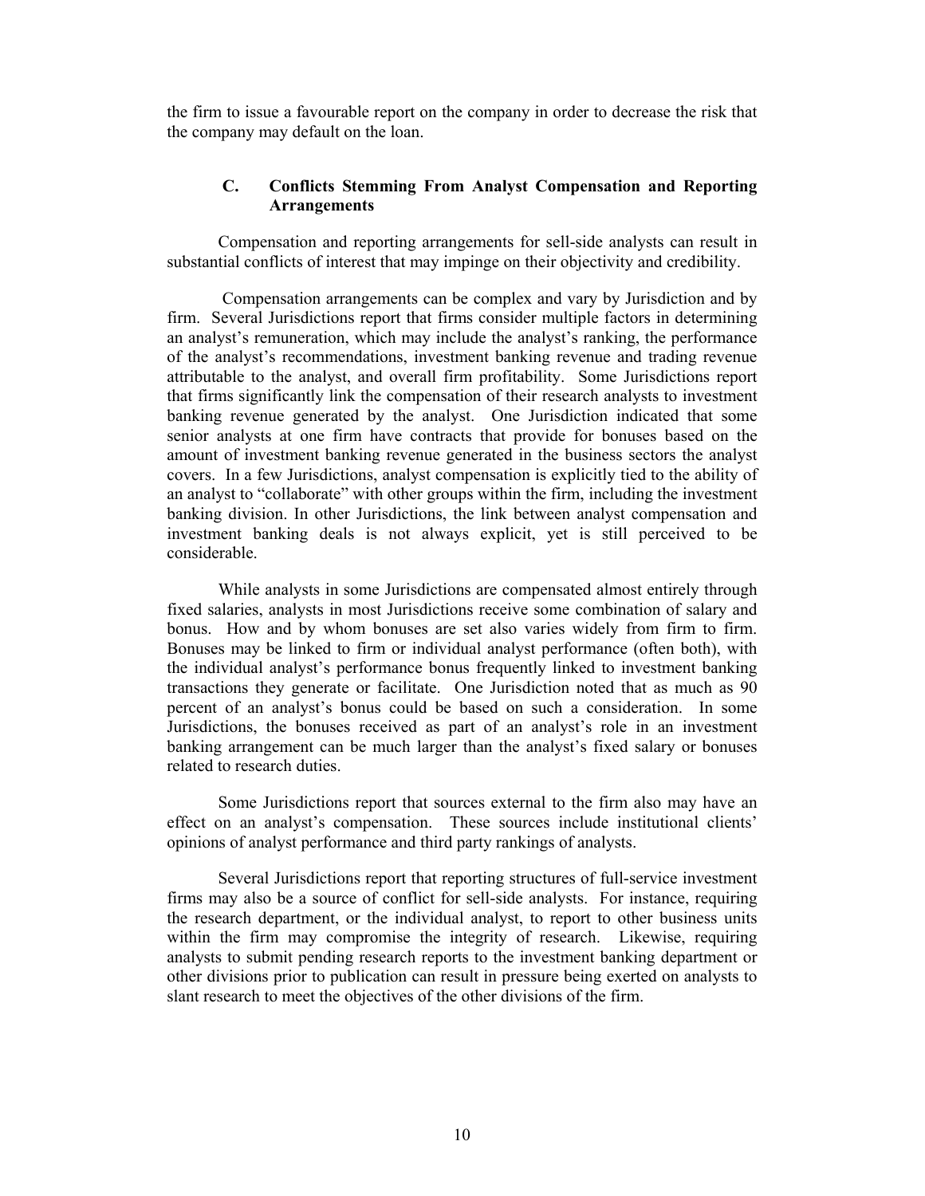the firm to issue a favourable report on the company in order to decrease the risk that the company may default on the loan.

### C. Conflicts Stemming From Analyst Compensation and Reporting Arrangements

Compensation and reporting arrangements for sell-side analysts can result in substantial conflicts of interest that may impinge on their objectivity and credibility.

Compensation arrangements can be complex and vary by Jurisdiction and by firm. Several Jurisdictions report that firms consider multiple factors in determining an analyst's remuneration, which may include the analyst's ranking, the performance of the analyst's recommendations, investment banking revenue and trading revenue attributable to the analyst, and overall firm profitability. Some Jurisdictions report that firms significantly link the compensation of their research analysts to investment banking revenue generated by the analyst. One Jurisdiction indicated that some senior analysts at one firm have contracts that provide for bonuses based on the amount of investment banking revenue generated in the business sectors the analyst covers. In a few Jurisdictions, analyst compensation is explicitly tied to the ability of an analyst to "collaborate" with other groups within the firm, including the investment banking division. In other Jurisdictions, the link between analyst compensation and investment banking deals is not always explicit, yet is still perceived to be considerable.

While analysts in some Jurisdictions are compensated almost entirely through fixed salaries, analysts in most Jurisdictions receive some combination of salary and bonus. How and by whom bonuses are set also varies widely from firm to firm. Bonuses may be linked to firm or individual analyst performance (often both), with the individual analyst's performance bonus frequently linked to investment banking transactions they generate or facilitate. One Jurisdiction noted that as much as 90 percent of an analyst's bonus could be based on such a consideration. In some Jurisdictions, the bonuses received as part of an analyst's role in an investment banking arrangement can be much larger than the analyst's fixed salary or bonuses related to research duties.

Some Jurisdictions report that sources external to the firm also may have an effect on an analyst's compensation. These sources include institutional clients' opinions of analyst performance and third party rankings of analysts.

Several Jurisdictions report that reporting structures of full-service investment firms may also be a source of conflict for sell-side analysts. For instance, requiring the research department, or the individual analyst, to report to other business units within the firm may compromise the integrity of research. Likewise, requiring analysts to submit pending research reports to the investment banking department or other divisions prior to publication can result in pressure being exerted on analysts to slant research to meet the objectives of the other divisions of the firm.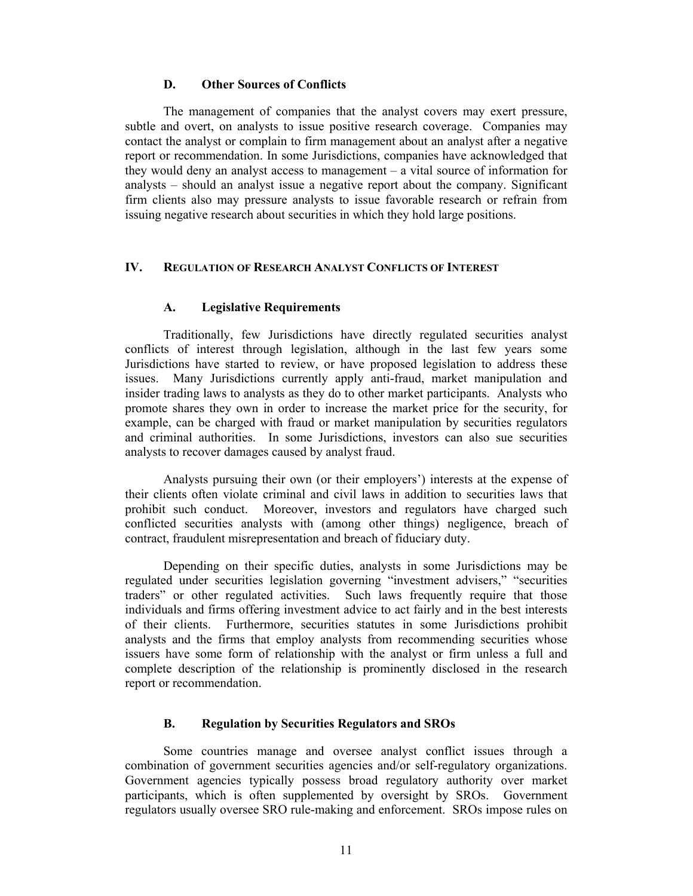### D. Other Sources of Conflicts

The management of companies that the analyst covers may exert pressure, subtle and overt, on analysts to issue positive research coverage. Companies may contact the analyst or complain to firm management about an analyst after a negative report or recommendation. In some Jurisdictions, companies have acknowledged that they would deny an analyst access to management – a vital source of information for analysts – should an analyst issue a negative report about the company. Significant firm clients also may pressure analysts to issue favorable research or refrain from issuing negative research about securities in which they hold large positions.

## IV. Regulation of Research Analyst Conflicts of Interest

### A. Legislative Requirements

Traditionally, few Jurisdictions have directly regulated securities analyst conflicts of interest through legislation, although in the last few years some Jurisdictions have started to review, or have proposed legislation to address these issues. Many Jurisdictions currently apply anti-fraud, market manipulation and insider trading laws to analysts as they do to other market participants. Analysts who promote shares they own in order to increase the market price for the security, for example, can be charged with fraud or market manipulation by securities regulators and criminal authorities. In some Jurisdictions, investors can also sue securities analysts to recover damages caused by analyst fraud.

Analysts pursuing their own (or their employers') interests at the expense of their clients often violate criminal and civil laws in addition to securities laws that prohibit such conduct. Moreover, investors and regulators have charged such conflicted securities analysts with (among other things) negligence, breach of contract, fraudulent misrepresentation and breach of fiduciary duty.

Depending on their specific duties, analysts in some Jurisdictions may be regulated under securities legislation governing "investment advisers," "securities traders" or other regulated activities. Such laws frequently require that those individuals and firms offering investment advice to act fairly and in the best interests of their clients. Furthermore, securities statutes in some Jurisdictions prohibit analysts and the firms that employ analysts from recommending securities whose issuers have some form of relationship with the analyst or firm unless a full and complete description of the relationship is prominently disclosed in the research report or recommendation.

### B. Regulation by Securities Regulators and SROs

Some countries manage and oversee analyst conflict issues through a combination of government securities agencies and/or self-regulatory organizations. Government agencies typically possess broad regulatory authority over market participants, which is often supplemented by oversight by SROs. Government regulators usually oversee SRO rule-making and enforcement. SROs impose rules on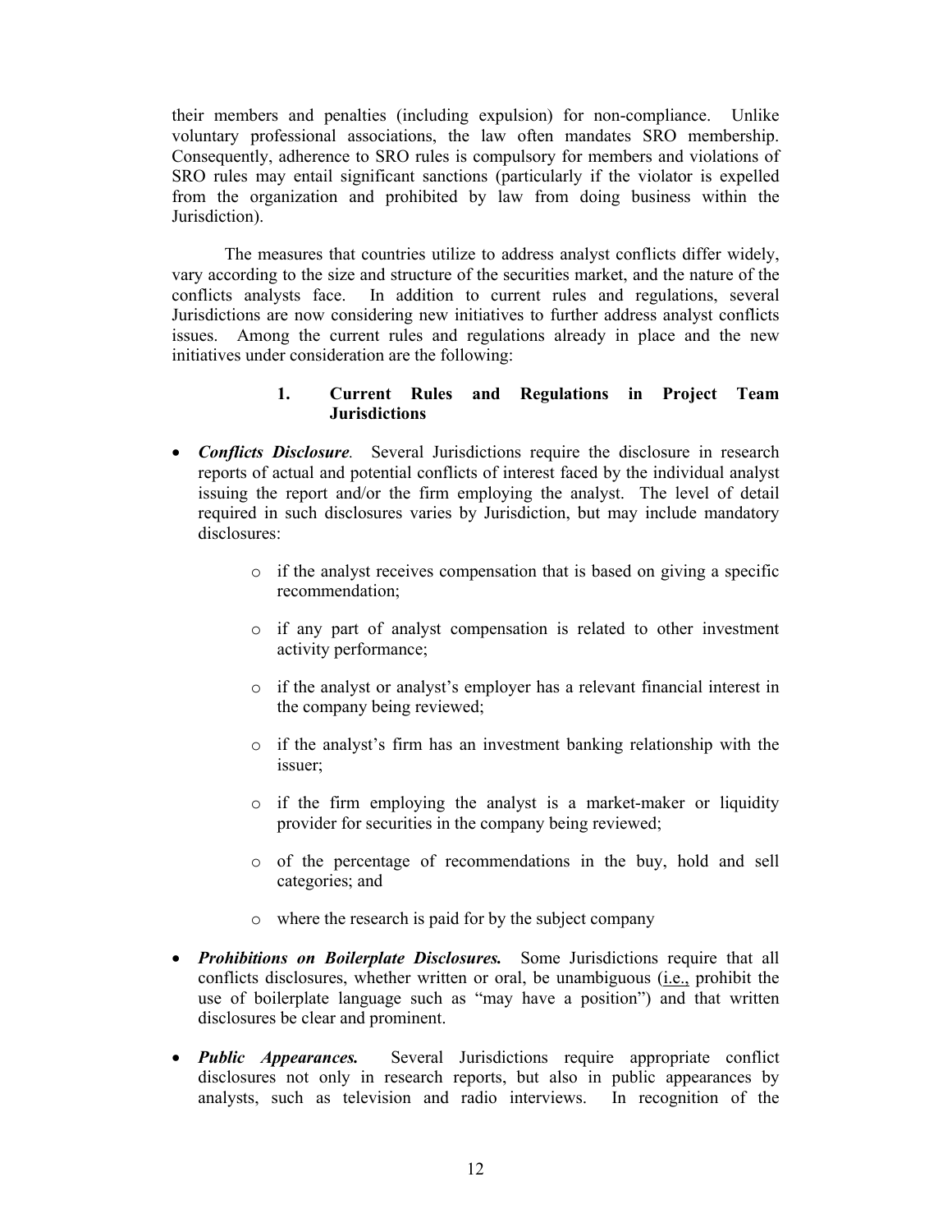their members and penalties (including expulsion) for non-compliance. Unlike voluntary professional associations, the law often mandates SRO membership. Consequently, adherence to SRO rules is compulsory for members and violations of SRO rules may entail significant sanctions (particularly if the violator is expelled from the organization and prohibited by law from doing business within the Jurisdiction).

The measures that countries utilize to address analyst conflicts differ widely, vary according to the size and structure of the securities market, and the nature of the conflicts analysts face. In addition to current rules and regulations, several Jurisdictions are now considering new initiatives to further address analyst conflicts issues. Among the current rules and regulations already in place and the new initiatives under consideration are the following:

### 1. Current Rules and Regulations in Project Team Jurisdictions

- ***Conflicts Disclosure.*** Several Jurisdictions require the disclosure in research reports of actual and potential conflicts of interest faced by the individual analyst issuing the report and/or the firm employing the analyst. The level of detail required in such disclosures varies by Jurisdiction, but may include mandatory disclosures:
  - if the analyst receives compensation that is based on giving a specific recommendation;
  - if any part of analyst compensation is related to other investment activity performance;
  - if the analyst or analyst's employer has a relevant financial interest in the company being reviewed;
  - if the analyst's firm has an investment banking relationship with the issuer;
  - if the firm employing the analyst is a market-maker or liquidity provider for securities in the company being reviewed;
  - of the percentage of recommendations in the buy, hold and sell categories; and
  - where the research is paid for by the subject company
- ***Prohibitions on Boilerplate Disclosures.*** Some Jurisdictions require that all conflicts disclosures, whether written or oral, be unambiguous (i.e., prohibit the use of boilerplate language such as "may have a position") and that written disclosures be clear and prominent.
- ***Public Appearances.*** Several Jurisdictions require appropriate conflict disclosures not only in research reports, but also in public appearances by analysts, such as television and radio interviews. In recognition of the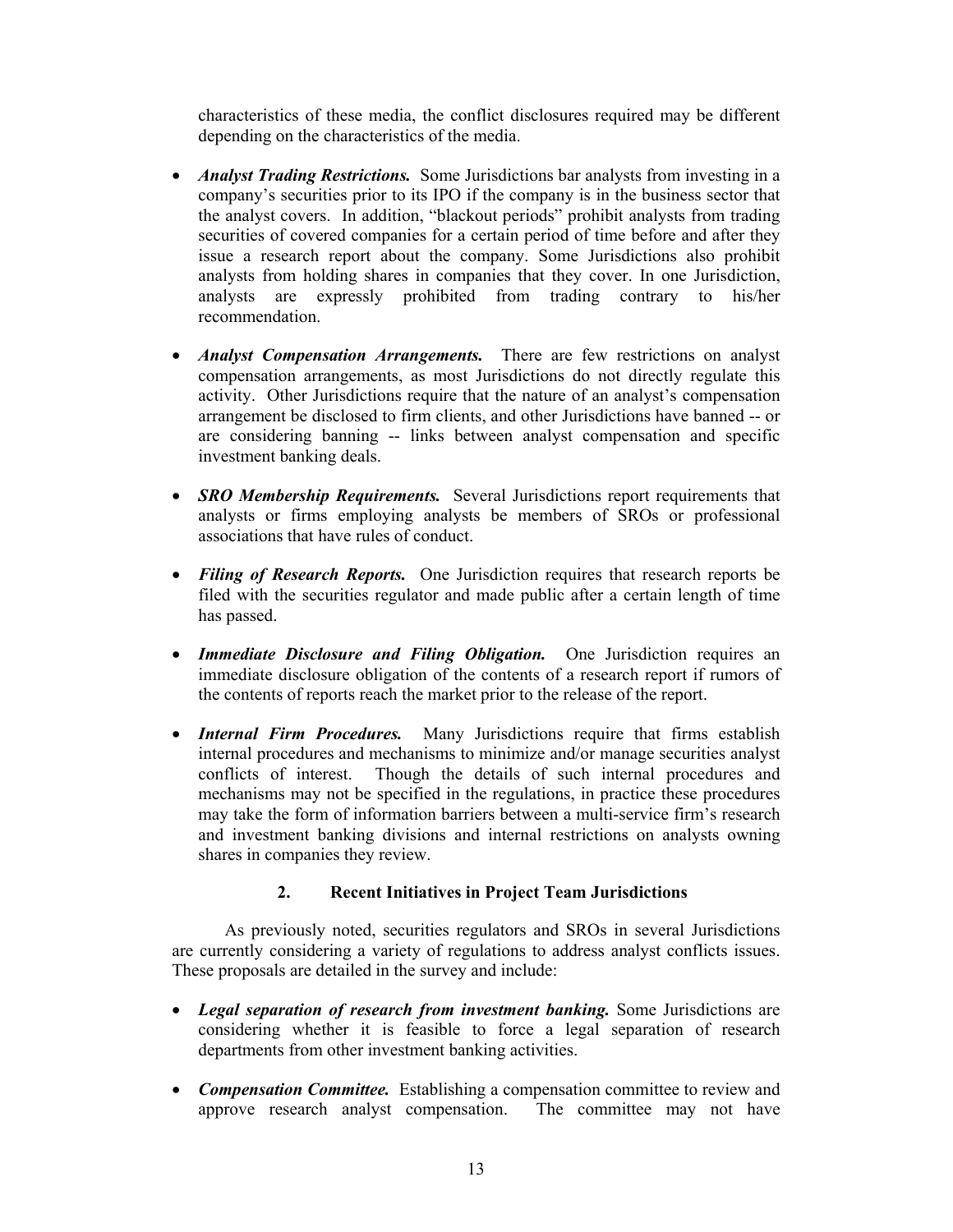characteristics of these media, the conflict disclosures required may be different depending on the characteristics of the media.

- ***Analyst Trading Restrictions.*** Some Jurisdictions bar analysts from investing in a company's securities prior to its IPO if the company is in the business sector that the analyst covers. In addition, "blackout periods" prohibit analysts from trading securities of covered companies for a certain period of time before and after they issue a research report about the company. Some Jurisdictions also prohibit analysts from holding shares in companies that they cover. In one Jurisdiction, analysts are expressly prohibited from trading contrary to his/her recommendation.

- ***Analyst Compensation Arrangements.*** There are few restrictions on analyst compensation arrangements, as most Jurisdictions do not directly regulate this activity. Other Jurisdictions require that the nature of an analyst's compensation arrangement be disclosed to firm clients, and other Jurisdictions have banned -- or are considering banning -- links between analyst compensation and specific investment banking deals.

- ***SRO Membership Requirements.*** Several Jurisdictions report requirements that analysts or firms employing analysts be members of SROs or professional associations that have rules of conduct.

- ***Filing of Research Reports.*** One Jurisdiction requires that research reports be filed with the securities regulator and made public after a certain length of time has passed.

- ***Immediate Disclosure and Filing Obligation.*** One Jurisdiction requires an immediate disclosure obligation of the contents of a research report if rumors of the contents of reports reach the market prior to the release of the report.

- ***Internal Firm Procedures.*** Many Jurisdictions require that firms establish internal procedures and mechanisms to minimize and/or manage securities analyst conflicts of interest. Though the details of such internal procedures and mechanisms may not be specified in the regulations, in practice these procedures may take the form of information barriers between a multi-service firm's research and investment banking divisions and internal restrictions on analysts owning shares in companies they review.

### 2. Recent Initiatives in Project Team Jurisdictions

As previously noted, securities regulators and SROs in several Jurisdictions are currently considering a variety of regulations to address analyst conflicts issues. These proposals are detailed in the survey and include:

- ***Legal separation of research from investment banking.*** Some Jurisdictions are considering whether it is feasible to force a legal separation of research departments from other investment banking activities.

- ***Compensation Committee.*** Establishing a compensation committee to review and approve research analyst compensation. The committee may not have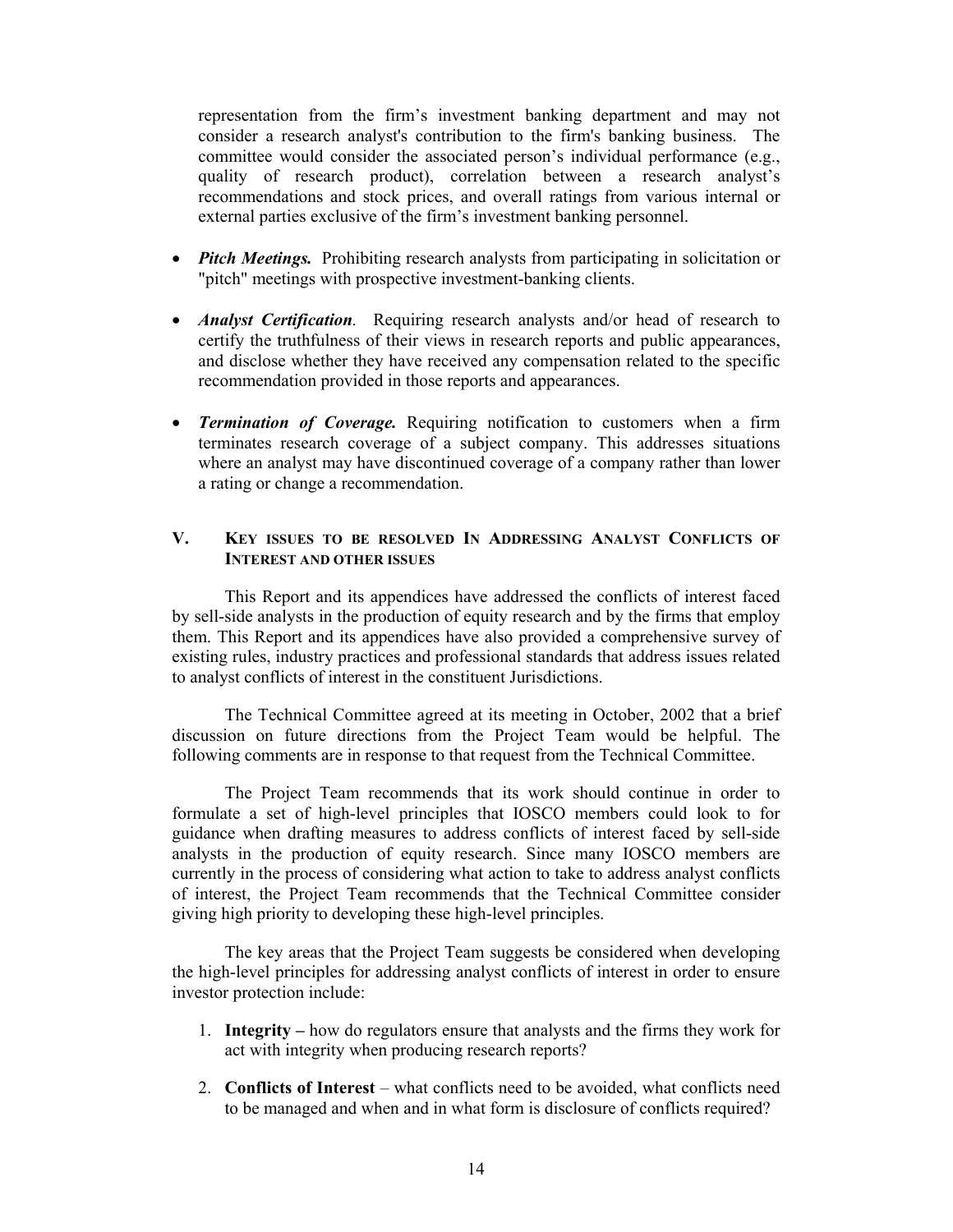representation from the firm's investment banking department and may not consider a research analyst's contribution to the firm's banking business. The committee would consider the associated person's individual performance (e.g., quality of research product), correlation between a research analyst's recommendations and stock prices, and overall ratings from various internal or external parties exclusive of the firm's investment banking personnel.

- ***Pitch Meetings.*** Prohibiting research analysts from participating in solicitation or "pitch" meetings with prospective investment-banking clients.

- ***Analyst Certification*.** Requiring research analysts and/or head of research to certify the truthfulness of their views in research reports and public appearances, and disclose whether they have received any compensation related to the specific recommendation provided in those reports and appearances.

- ***Termination of Coverage.*** Requiring notification to customers when a firm terminates research coverage of a subject company. This addresses situations where an analyst may have discontinued coverage of a company rather than lower a rating or change a recommendation.

## V. KEY ISSUES TO BE RESOLVED IN ADDRESSING ANALYST CONFLICTS OF INTEREST AND OTHER ISSUES

This Report and its appendices have addressed the conflicts of interest faced by sell-side analysts in the production of equity research and by the firms that employ them. This Report and its appendices have also provided a comprehensive survey of existing rules, industry practices and professional standards that address issues related to analyst conflicts of interest in the constituent Jurisdictions.

The Technical Committee agreed at its meeting in October, 2002 that a brief discussion on future directions from the Project Team would be helpful. The following comments are in response to that request from the Technical Committee.

The Project Team recommends that its work should continue in order to formulate a set of high-level principles that IOSCO members could look to for guidance when drafting measures to address conflicts of interest faced by sell-side analysts in the production of equity research. Since many IOSCO members are currently in the process of considering what action to take to address analyst conflicts of interest, the Project Team recommends that the Technical Committee consider giving high priority to developing these high-level principles.

The key areas that the Project Team suggests be considered when developing the high-level principles for addressing analyst conflicts of interest in order to ensure investor protection include:

1. **Integrity –** how do regulators ensure that analysts and the firms they work for act with integrity when producing research reports?

2. **Conflicts of Interest** – what conflicts need to be avoided, what conflicts need to be managed and when and in what form is disclosure of conflicts required?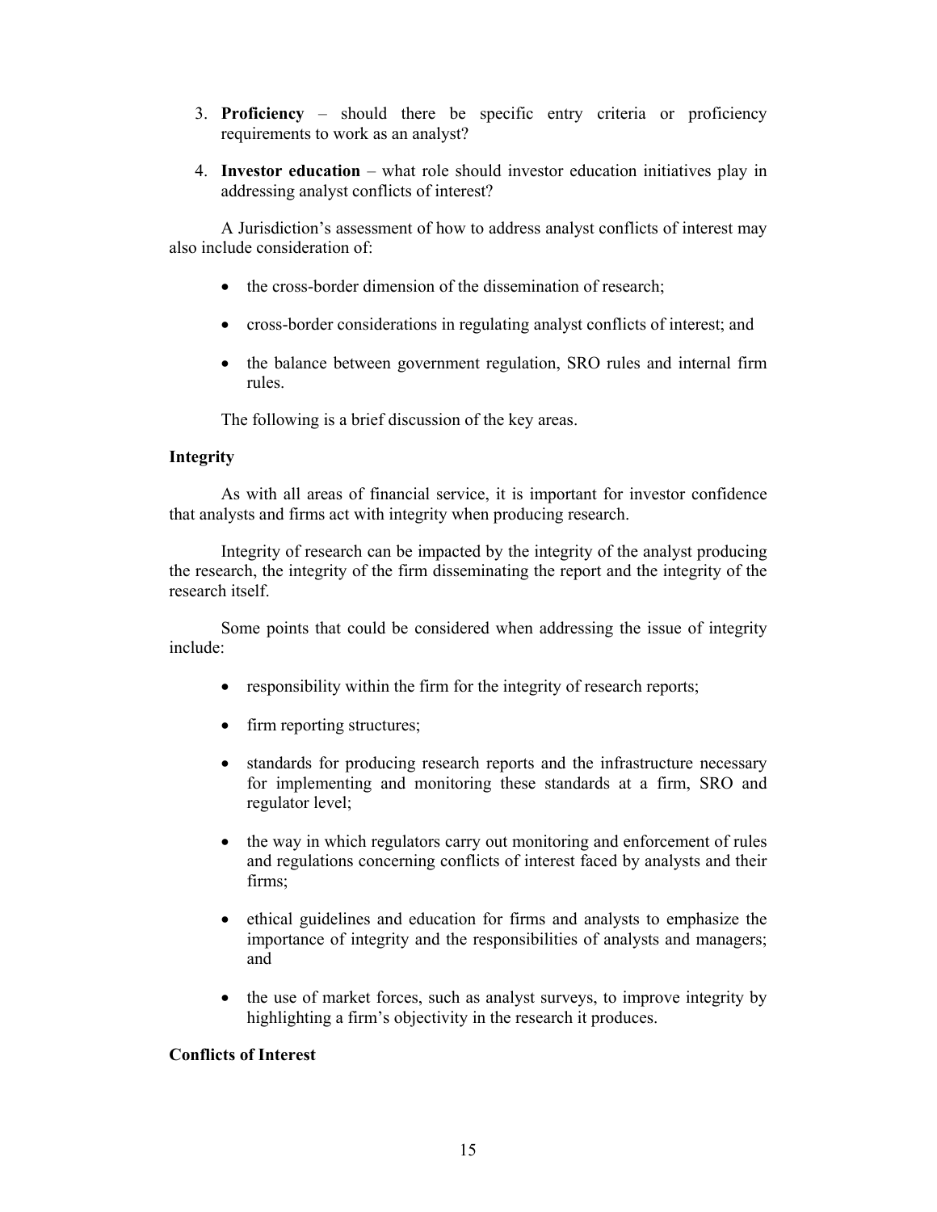3. **Proficiency** – should there be specific entry criteria or proficiency requirements to work as an analyst?

4. **Investor education** – what role should investor education initiatives play in addressing analyst conflicts of interest?

A Jurisdiction's assessment of how to address analyst conflicts of interest may also include consideration of:

- the cross-border dimension of the dissemination of research;
- cross-border considerations in regulating analyst conflicts of interest; and
- the balance between government regulation, SRO rules and internal firm rules.

The following is a brief discussion of the key areas.

**Integrity**

As with all areas of financial service, it is important for investor confidence that analysts and firms act with integrity when producing research.

Integrity of research can be impacted by the integrity of the analyst producing the research, the integrity of the firm disseminating the report and the integrity of the research itself.

Some points that could be considered when addressing the issue of integrity include:

- responsibility within the firm for the integrity of research reports;
- firm reporting structures;
- standards for producing research reports and the infrastructure necessary for implementing and monitoring these standards at a firm, SRO and regulator level;
- the way in which regulators carry out monitoring and enforcement of rules and regulations concerning conflicts of interest faced by analysts and their firms;
- ethical guidelines and education for firms and analysts to emphasize the importance of integrity and the responsibilities of analysts and managers; and
- the use of market forces, such as analyst surveys, to improve integrity by highlighting a firm's objectivity in the research it produces.

**Conflicts of Interest**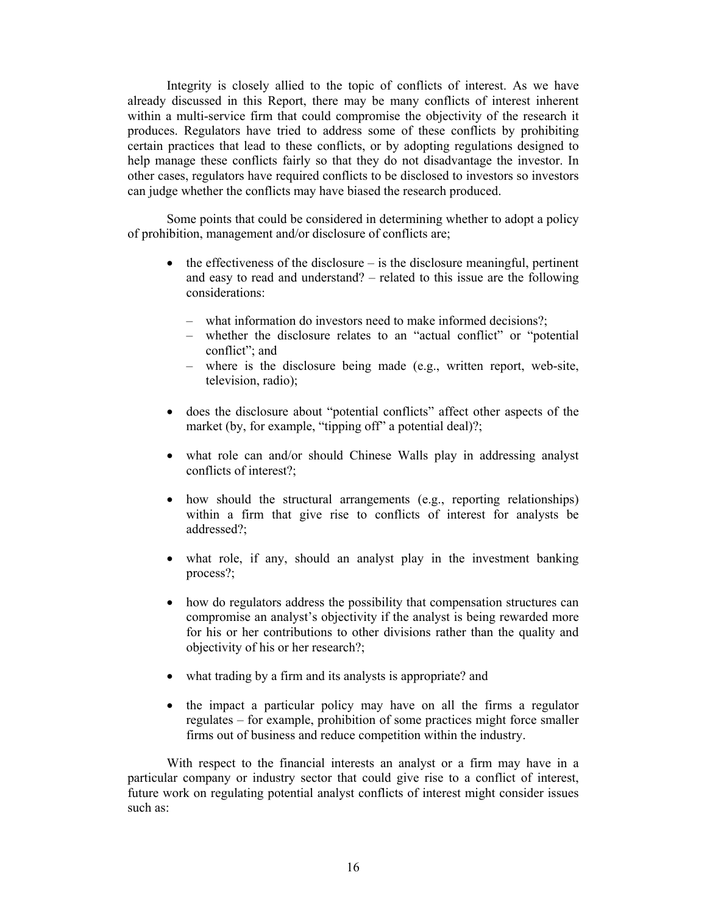Integrity is closely allied to the topic of conflicts of interest. As we have already discussed in this Report, there may be many conflicts of interest inherent within a multi-service firm that could compromise the objectivity of the research it produces. Regulators have tried to address some of these conflicts by prohibiting certain practices that lead to these conflicts, or by adopting regulations designed to help manage these conflicts fairly so that they do not disadvantage the investor. In other cases, regulators have required conflicts to be disclosed to investors so investors can judge whether the conflicts may have biased the research produced.

Some points that could be considered in determining whether to adopt a policy of prohibition, management and/or disclosure of conflicts are;

- the effectiveness of the disclosure – is the disclosure meaningful, pertinent and easy to read and understand? – related to this issue are the following considerations:
  - what information do investors need to make informed decisions?;
  - whether the disclosure relates to an "actual conflict" or "potential conflict"; and
  - where is the disclosure being made (e.g., written report, web-site, television, radio);
- does the disclosure about "potential conflicts" affect other aspects of the market (by, for example, "tipping off" a potential deal)?;
- what role can and/or should Chinese Walls play in addressing analyst conflicts of interest?;
- how should the structural arrangements (e.g., reporting relationships) within a firm that give rise to conflicts of interest for analysts be addressed?;
- what role, if any, should an analyst play in the investment banking process?;
- how do regulators address the possibility that compensation structures can compromise an analyst's objectivity if the analyst is being rewarded more for his or her contributions to other divisions rather than the quality and objectivity of his or her research?;
- what trading by a firm and its analysts is appropriate? and
- the impact a particular policy may have on all the firms a regulator regulates – for example, prohibition of some practices might force smaller firms out of business and reduce competition within the industry.

With respect to the financial interests an analyst or a firm may have in a particular company or industry sector that could give rise to a conflict of interest, future work on regulating potential analyst conflicts of interest might consider issues such as: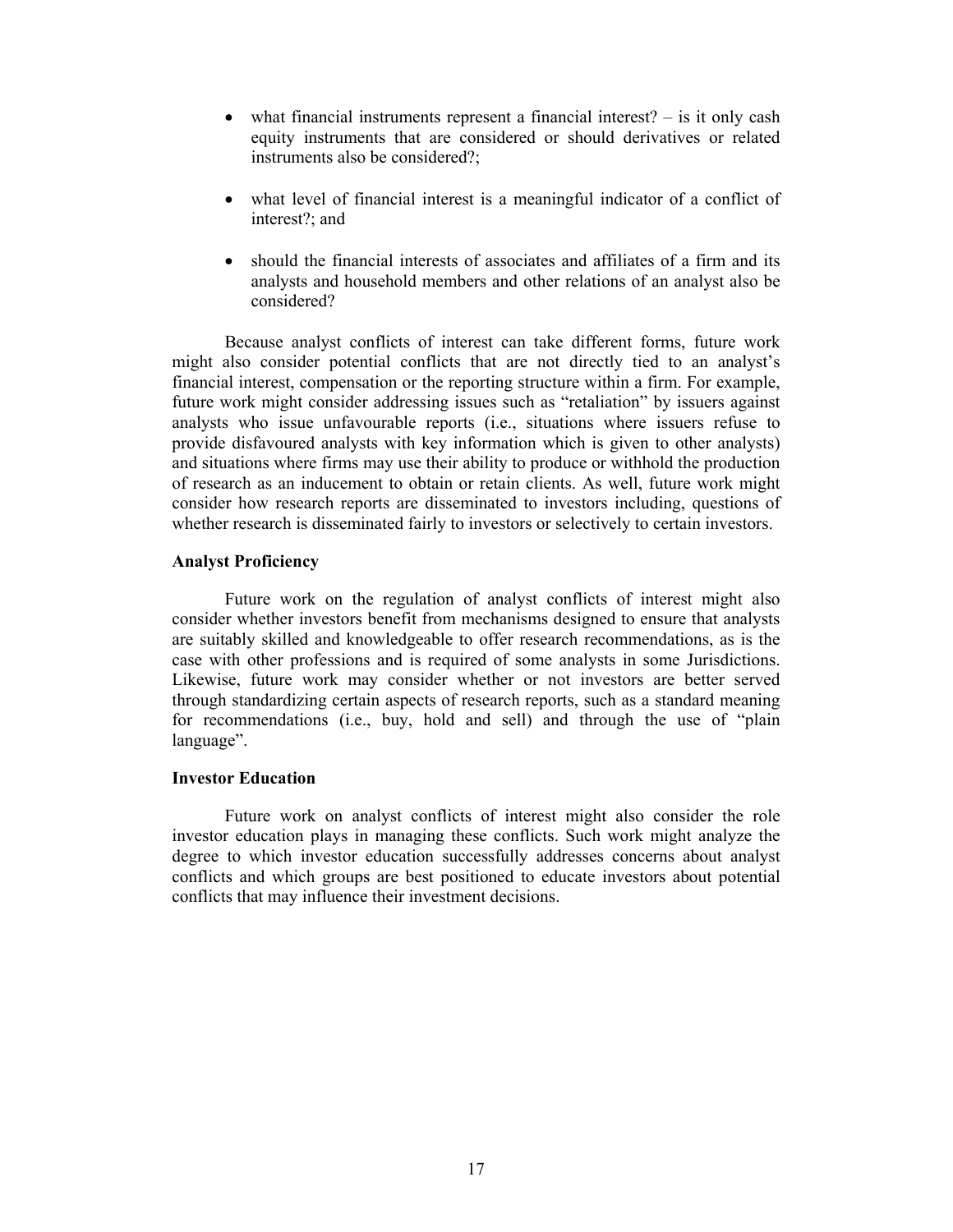- what financial instruments represent a financial interest? – is it only cash equity instruments that are considered or should derivatives or related instruments also be considered?;

- what level of financial interest is a meaningful indicator of a conflict of interest?; and

- should the financial interests of associates and affiliates of a firm and its analysts and household members and other relations of an analyst also be considered?

Because analyst conflicts of interest can take different forms, future work might also consider potential conflicts that are not directly tied to an analyst's financial interest, compensation or the reporting structure within a firm. For example, future work might consider addressing issues such as "retaliation" by issuers against analysts who issue unfavourable reports (i.e., situations where issuers refuse to provide disfavoured analysts with key information which is given to other analysts) and situations where firms may use their ability to produce or withhold the production of research as an inducement to obtain or retain clients. As well, future work might consider how research reports are disseminated to investors including, questions of whether research is disseminated fairly to investors or selectively to certain investors.

**Analyst Proficiency**

Future work on the regulation of analyst conflicts of interest might also consider whether investors benefit from mechanisms designed to ensure that analysts are suitably skilled and knowledgeable to offer research recommendations, as is the case with other professions and is required of some analysts in some Jurisdictions. Likewise, future work may consider whether or not investors are better served through standardizing certain aspects of research reports, such as a standard meaning for recommendations (i.e., buy, hold and sell) and through the use of "plain language".

**Investor Education**

Future work on analyst conflicts of interest might also consider the role investor education plays in managing these conflicts. Such work might analyze the degree to which investor education successfully addresses concerns about analyst conflicts and which groups are best positioned to educate investors about potential conflicts that may influence their investment decisions.